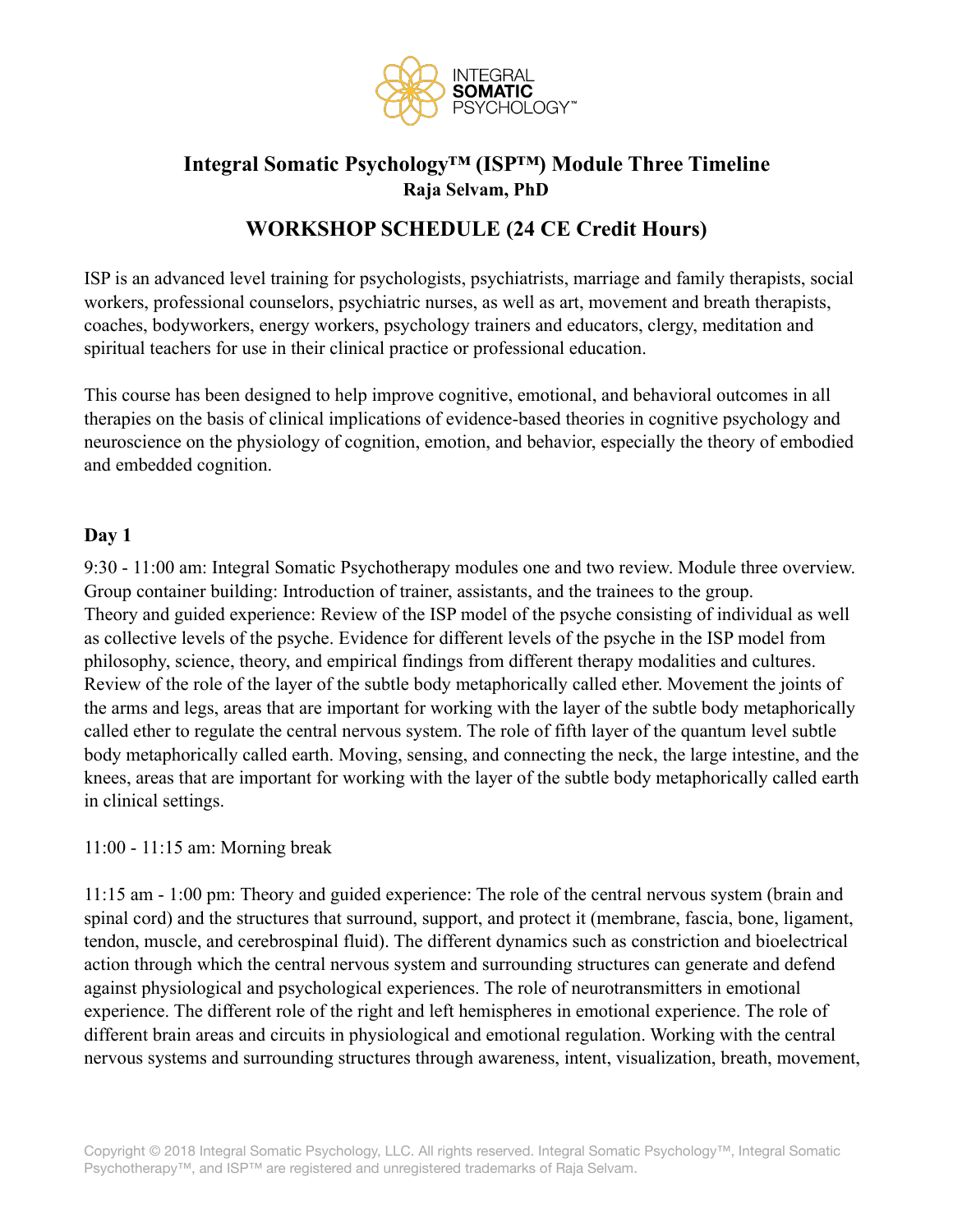# Integral Somatic Psychology™ (ISP™) Module Three Timeline

**Raja Selvam, PhD**

## WORKSHOP SCHEDULE (24 CE Credit Hours)

ISP is an advanced level training for psychologists, psychiatrists, marriage and family therapists, social workers, professional counselors, psychiatric nurses, as well as art, movement and breath therapists, coaches, bodyworkers, energy workers, psychology trainers and educators, clergy, meditation and spiritual teachers for use in their clinical practice or professional education.

This course has been designed to help improve cognitive, emotional, and behavioral outcomes in all therapies on the basis of clinical implications of evidence-based theories in cognitive psychology and neuroscience on the physiology of cognition, emotion, and behavior, especially the theory of embodied and embedded cognition.

### Day 1

9:30 - 11:00 am: Integral Somatic Psychotherapy modules one and two review. Module three overview. Group container building: Introduction of trainer, assistants, and the trainees to the group. Theory and guided experience: Review of the ISP model of the psyche consisting of individual as well as collective levels of the psyche. Evidence for different levels of the psyche in the ISP model from philosophy, science, theory, and empirical findings from different therapy modalities and cultures. Review of the role of the layer of the subtle body metaphorically called ether. Movement the joints of the arms and legs, areas that are important for working with the layer of the subtle body metaphorically called ether to regulate the central nervous system. The role of fifth layer of the quantum level subtle body metaphorically called earth. Moving, sensing, and connecting the neck, the large intestine, and the knees, areas that are important for working with the layer of the subtle body metaphorically called earth in clinical settings.

11:00 - 11:15 am: Morning break

11:15 am - 1:00 pm: Theory and guided experience: The role of the central nervous system (brain and spinal cord) and the structures that surround, support, and protect it (membrane, fascia, bone, ligament, tendon, muscle, and cerebrospinal fluid). The different dynamics such as constriction and bioelectrical action through which the central nervous system and surrounding structures can generate and defend against physiological and psychological experiences. The role of neurotransmitters in emotional experience. The different role of the right and left hemispheres in emotional experience. The role of different brain areas and circuits in physiological and emotional regulation. Working with the central nervous systems and surrounding structures through awareness, intent, visualization, breath, movement,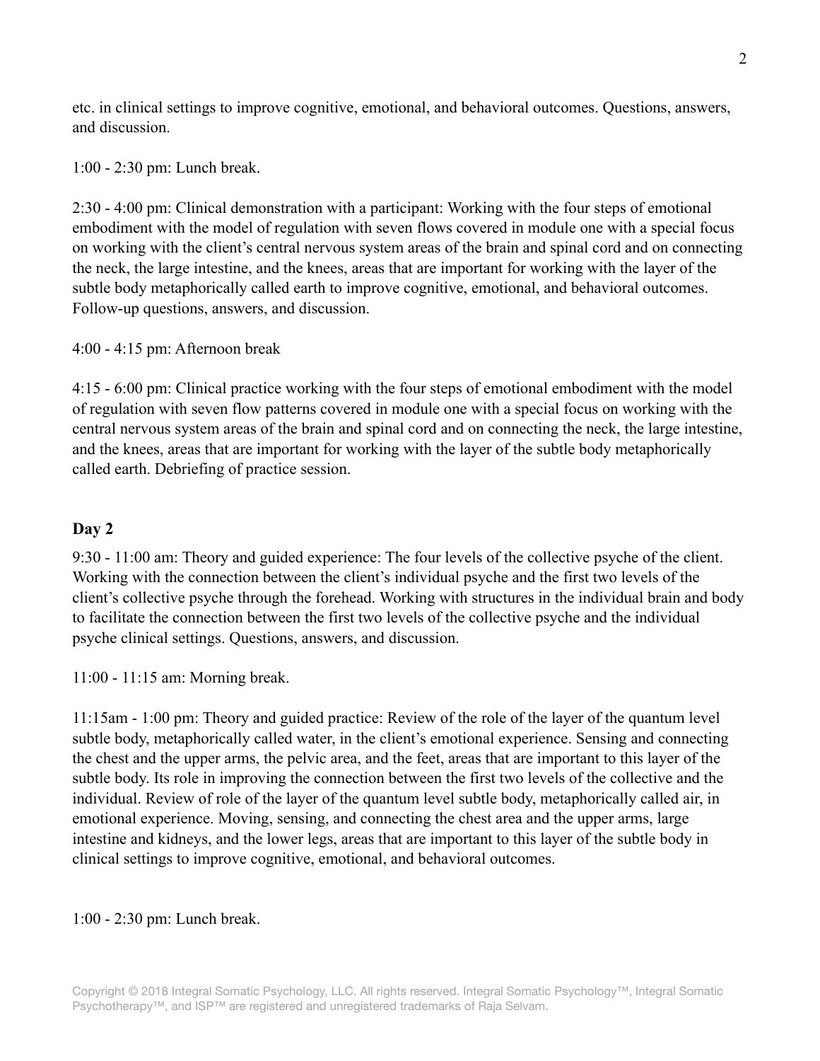etc. in clinical settings to improve cognitive, emotional, and behavioral outcomes. Questions, answers, and discussion.

1:00 - 2:30 pm: Lunch break.

2:30 - 4:00 pm: Clinical demonstration with a participant: Working with the four steps of emotional embodiment with the model of regulation with seven flows covered in module one with a special focus on working with the client's central nervous system areas of the brain and spinal cord and on connecting the neck, the large intestine, and the knees, areas that are important for working with the layer of the subtle body metaphorically called earth to improve cognitive, emotional, and behavioral outcomes. Follow-up questions, answers, and discussion.

4:00 - 4:15 pm: Afternoon break

4:15 - 6:00 pm: Clinical practice working with the four steps of emotional embodiment with the model of regulation with seven flow patterns covered in module one with a special focus on working with the central nervous system areas of the brain and spinal cord and on connecting the neck, the large intestine, and the knees, areas that are important for working with the layer of the subtle body metaphorically called earth. Debriefing of practice session.

### Day 2

9:30 - 11:00 am: Theory and guided experience: The four levels of the collective psyche of the client. Working with the connection between the client's individual psyche and the first two levels of the client's collective psyche through the forehead. Working with structures in the individual brain and body to facilitate the connection between the first two levels of the collective psyche and the individual psyche clinical settings. Questions, answers, and discussion.

11:00 - 11:15 am: Morning break.

11:15am - 1:00 pm: Theory and guided practice: Review of the role of the layer of the quantum level subtle body, metaphorically called water, in the client's emotional experience. Sensing and connecting the chest and the upper arms, the pelvic area, and the feet, areas that are important to this layer of the subtle body. Its role in improving the connection between the first two levels of the collective and the individual. Review of role of the layer of the quantum level subtle body, metaphorically called air, in emotional experience. Moving, sensing, and connecting the chest area and the upper arms, large intestine and kidneys, and the lower legs, areas that are important to this layer of the subtle body in clinical settings to improve cognitive, emotional, and behavioral outcomes.

1:00 - 2:30 pm: Lunch break.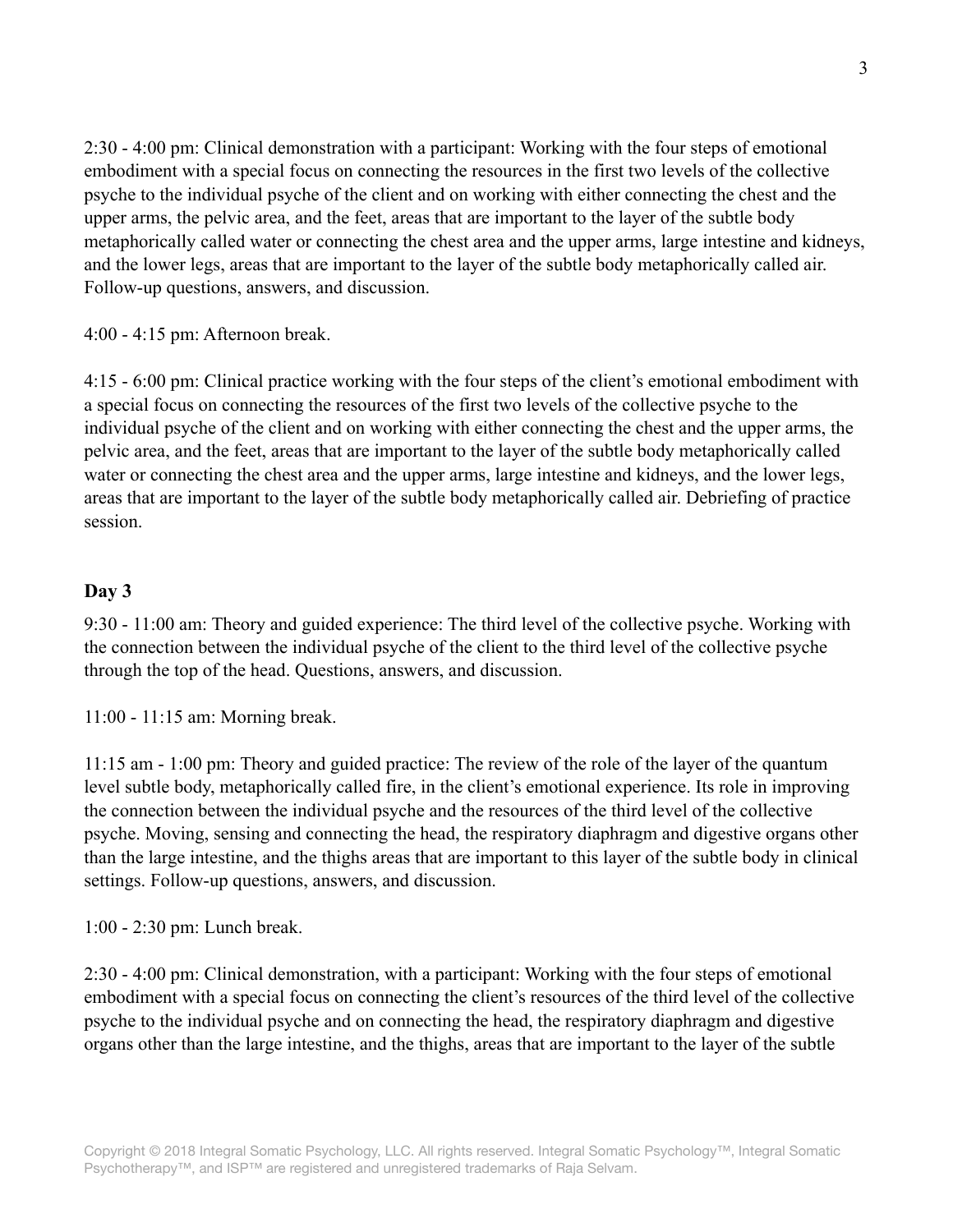2:30 - 4:00 pm: Clinical demonstration with a participant: Working with the four steps of emotional embodiment with a special focus on connecting the resources in the first two levels of the collective psyche to the individual psyche of the client and on working with either connecting the chest and the upper arms, the pelvic area, and the feet, areas that are important to the layer of the subtle body metaphorically called water or connecting the chest area and the upper arms, large intestine and kidneys, and the lower legs, areas that are important to the layer of the subtle body metaphorically called air. Follow-up questions, answers, and discussion.

4:00 - 4:15 pm: Afternoon break.

4:15 - 6:00 pm: Clinical practice working with the four steps of the client's emotional embodiment with a special focus on connecting the resources of the first two levels of the collective psyche to the individual psyche of the client and on working with either connecting the chest and the upper arms, the pelvic area, and the feet, areas that are important to the layer of the subtle body metaphorically called water or connecting the chest area and the upper arms, large intestine and kidneys, and the lower legs, areas that are important to the layer of the subtle body metaphorically called air. Debriefing of practice session.

### Day 3

9:30 - 11:00 am: Theory and guided experience: The third level of the collective psyche. Working with the connection between the individual psyche of the client to the third level of the collective psyche through the top of the head. Questions, answers, and discussion.

11:00 - 11:15 am: Morning break.

11:15 am - 1:00 pm: Theory and guided practice: The review of the role of the layer of the quantum level subtle body, metaphorically called fire, in the client's emotional experience. Its role in improving the connection between the individual psyche and the resources of the third level of the collective psyche. Moving, sensing and connecting the head, the respiratory diaphragm and digestive organs other than the large intestine, and the thighs areas that are important to this layer of the subtle body in clinical settings. Follow-up questions, answers, and discussion.

1:00 - 2:30 pm: Lunch break.

2:30 - 4:00 pm: Clinical demonstration, with a participant: Working with the four steps of emotional embodiment with a special focus on connecting the client's resources of the third level of the collective psyche to the individual psyche and on connecting the head, the respiratory diaphragm and digestive organs other than the large intestine, and the thighs, areas that are important to the layer of the subtle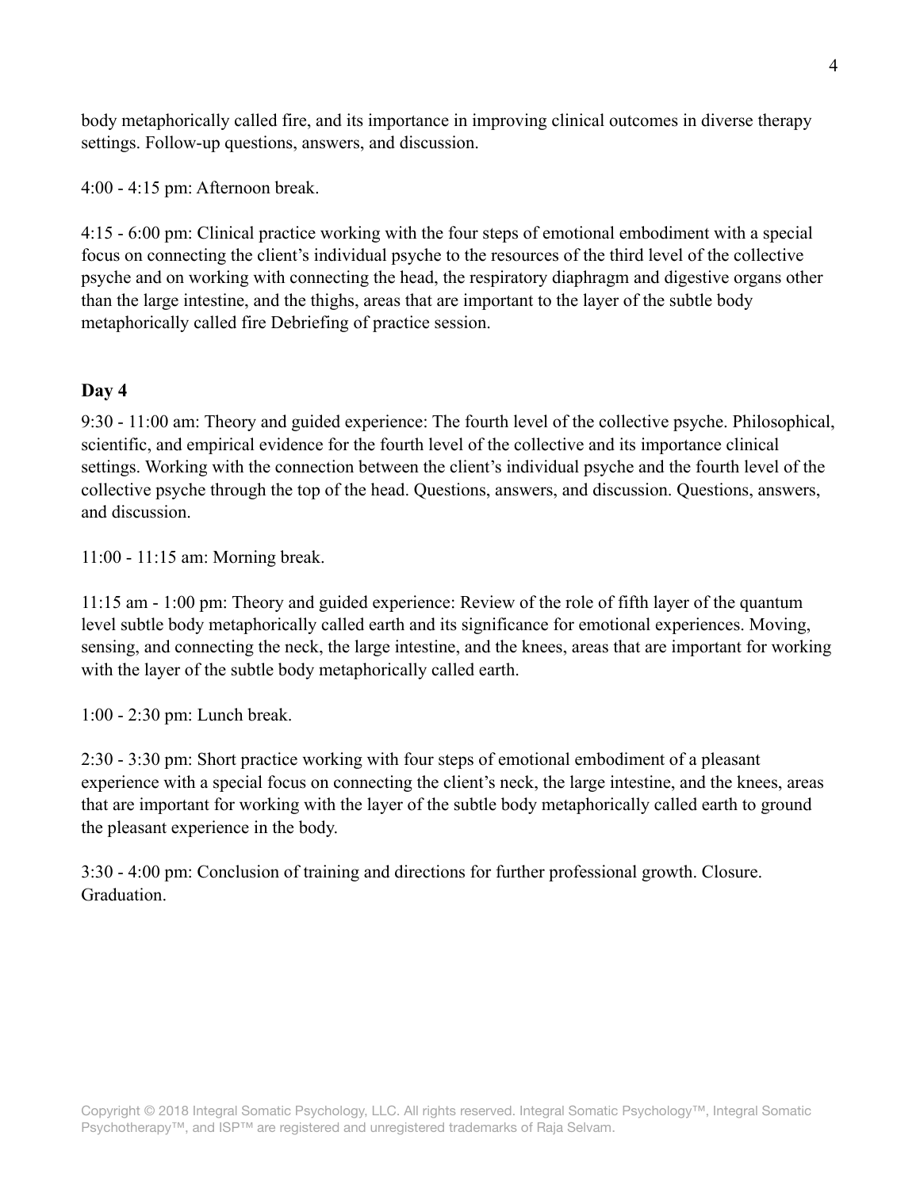body metaphorically called fire, and its importance in improving clinical outcomes in diverse therapy settings. Follow-up questions, answers, and discussion.

4:00 - 4:15 pm: Afternoon break.

4:15 - 6:00 pm: Clinical practice working with the four steps of emotional embodiment with a special focus on connecting the client's individual psyche to the resources of the third level of the collective psyche and on working with connecting the head, the respiratory diaphragm and digestive organs other than the large intestine, and the thighs, areas that are important to the layer of the subtle body metaphorically called fire Debriefing of practice session.

**Day 4**

9:30 - 11:00 am: Theory and guided experience: The fourth level of the collective psyche. Philosophical, scientific, and empirical evidence for the fourth level of the collective and its importance clinical settings. Working with the connection between the client's individual psyche and the fourth level of the collective psyche through the top of the head. Questions, answers, and discussion. Questions, answers, and discussion.

11:00 - 11:15 am: Morning break.

11:15 am - 1:00 pm: Theory and guided experience: Review of the role of fifth layer of the quantum level subtle body metaphorically called earth and its significance for emotional experiences. Moving, sensing, and connecting the neck, the large intestine, and the knees, areas that are important for working with the layer of the subtle body metaphorically called earth.

1:00 - 2:30 pm: Lunch break.

2:30 - 3:30 pm: Short practice working with four steps of emotional embodiment of a pleasant experience with a special focus on connecting the client's neck, the large intestine, and the knees, areas that are important for working with the layer of the subtle body metaphorically called earth to ground the pleasant experience in the body.

3:30 - 4:00 pm: Conclusion of training and directions for further professional growth. Closure. Graduation.